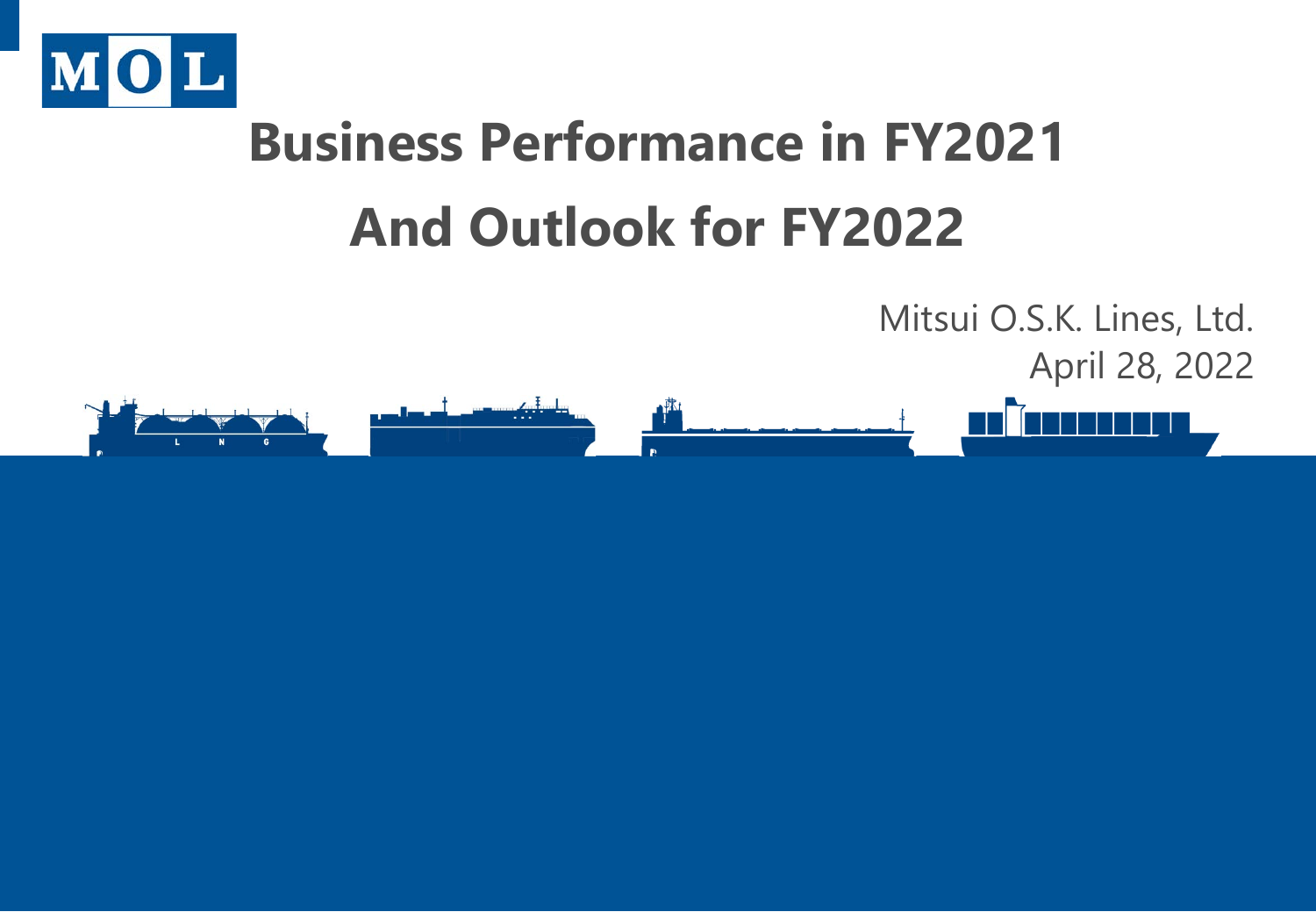MOL

# Business Performance in FY2021 And Outlook for FY2022

Mitsui O.S.K. Lines, Ltd.

April 28, 2022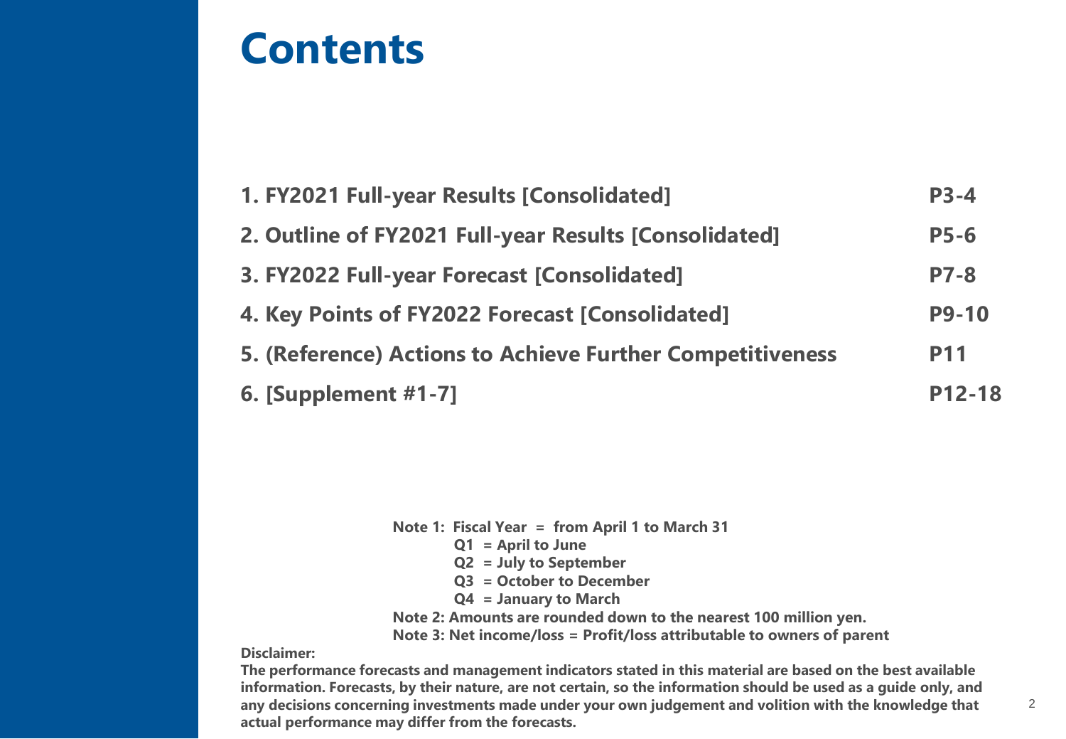# Contents

| | |
|---|---|
| **1. FY2021 Full-year Results [Consolidated]** | **P3-4** |
| **2. Outline of FY2021 Full-year Results [Consolidated]** | **P5-6** |
| **3. FY2022 Full-year Forecast [Consolidated]** | **P7-8** |
| **4. Key Points of FY2022 Forecast [Consolidated]** | **P9-10** |
| **5. (Reference) Actions to Achieve Further Competitiveness** | **P11** |
| **6. [Supplement #1-7]** | **P12-18** |

**Note 1: Fiscal Year = from April 1 to March 31**
**Q1 = April to June**
**Q2 = July to September**
**Q3 = October to December**
**Q4 = January to March**
**Note 2: Amounts are rounded down to the nearest 100 million yen.**
**Note 3: Net income/loss = Profit/loss attributable to owners of parent**

**Disclaimer:**
**The performance forecasts and management indicators stated in this material are based on the best available information. Forecasts, by their nature, are not certain, so the information should be used as a guide only, and any decisions concerning investments made under your own judgement and volition with the knowledge that actual performance may differ from the forecasts.**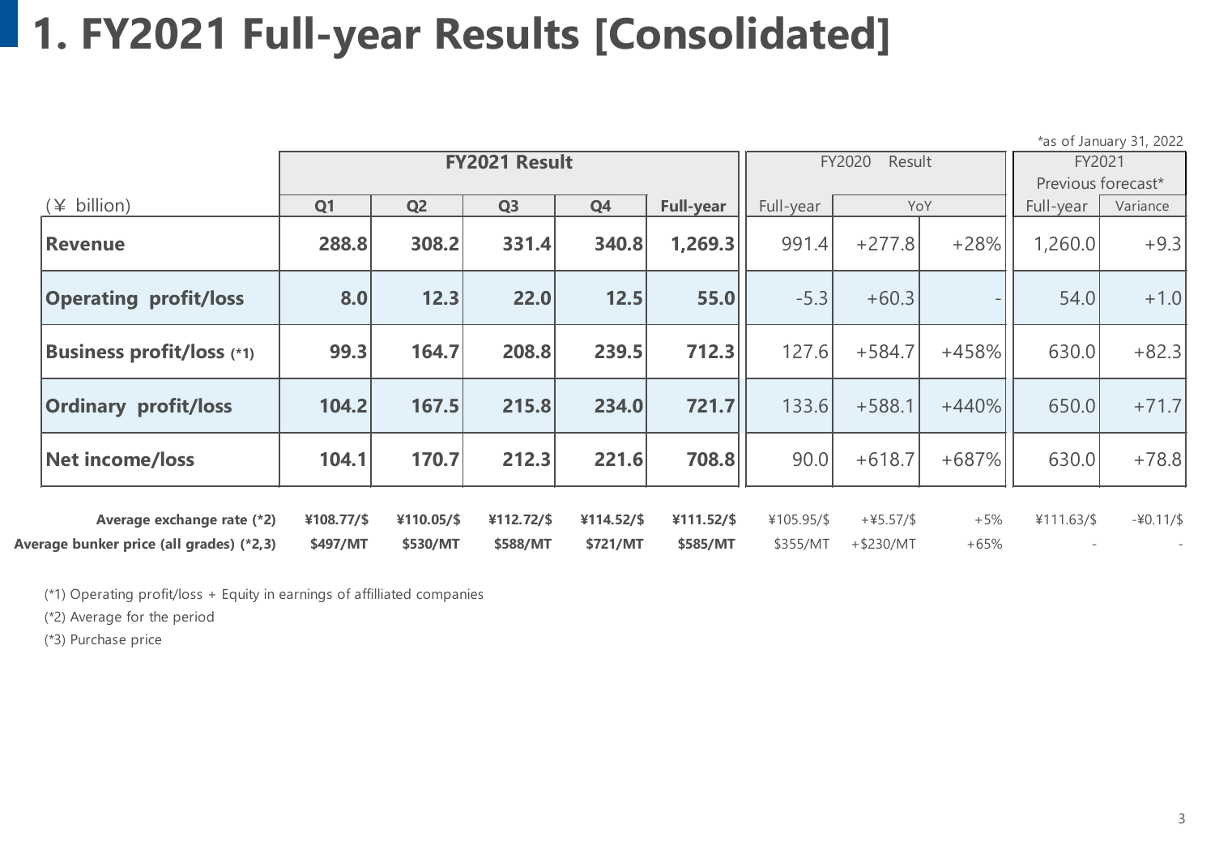# 1. FY2021 Full-year Results [Consolidated]

*as of January 31, 2022

| (¥ billion) | FY2021 Result | | | | | FY2020 Result | | | FY2021 Previous forecast* | |
|---|---|---|---|---|---|---|---|---|---|---|
| | Q1 | Q2 | Q3 | Q4 | Full-year | Full-year | YoY | | Full-year | Variance |
| **Revenue** | **288.8** | **308.2** | **331.4** | **340.8** | **1,269.3** | 991.4 | +277.8 | +28% | 1,260.0 | +9.3 |
| **Operating profit/loss** | **8.0** | **12.3** | **22.0** | **12.5** | **55.0** | -5.3 | +60.3 | - | 54.0 | +1.0 |
| **Business profit/loss (*1)** | **99.3** | **164.7** | **208.8** | **239.5** | **712.3** | 127.6 | +584.7 | +458% | 630.0 | +82.3 |
| **Ordinary profit/loss** | **104.2** | **167.5** | **215.8** | **234.0** | **721.7** | 133.6 | +588.1 | +440% | 650.0 | +71.7 |
| **Net income/loss** | **104.1** | **170.7** | **212.3** | **221.6** | **708.8** | 90.0 | +618.7 | +687% | 630.0 | +78.8 |
| **Average exchange rate (*2)** | **¥108.77/$** | **¥110.05/$** | **¥112.72/$** | **¥114.52/$** | **¥111.52/$** | ¥105.95/$ | +¥5.57/$ | +5% | ¥111.63/$ | -¥0.11/$ |
| **Average bunker price (all grades) (*2,3)** | **$497/MT** | **$530/MT** | **$588/MT** | **$721/MT** | **$585/MT** | $355/MT | +$230/MT | +65% | - | - |

(*1) Operating profit/loss + Equity in earnings of affilliated companies

(*2) Average for the period

(*3) Purchase price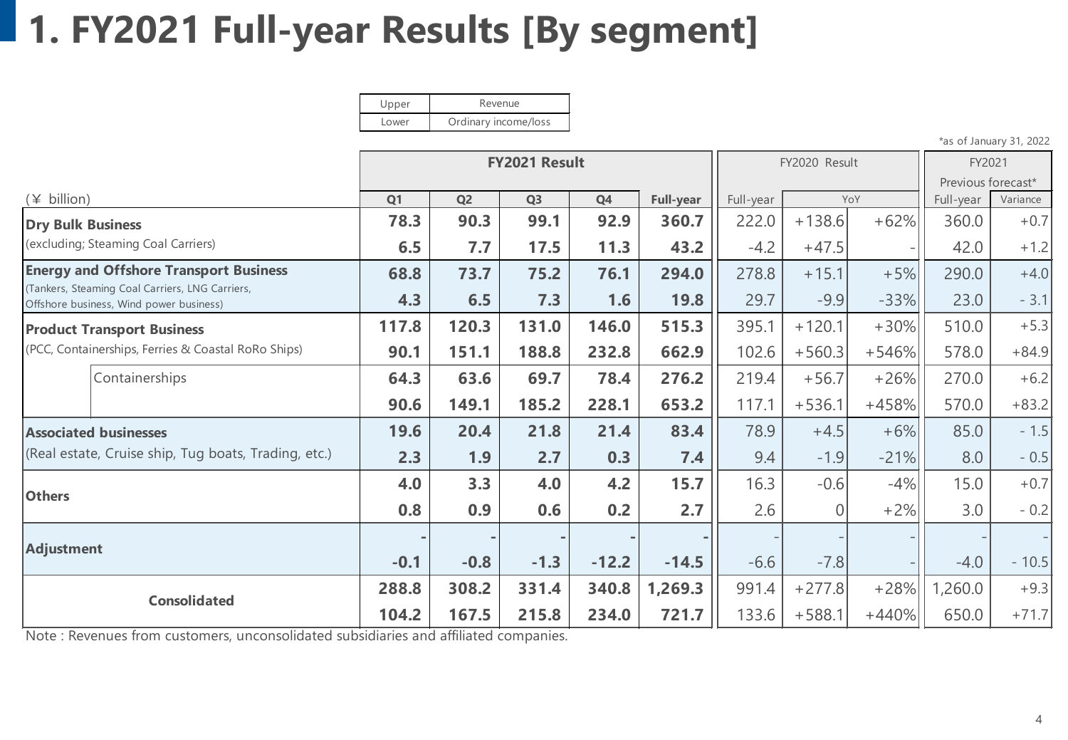# 1. FY2021 Full-year Results [By segment]

| Upper | Revenue |
|---|---|
| Lower | Ordinary income/loss |

*as of January 31, 2022

| (¥ billion) | | FY2021 Result | | | | | FY2020 Result | | | FY2021 Previous forecast* | |
|---|---|---|---|---|---|---|---|---|---|---|---|
| | | Q1 | Q2 | Q3 | Q4 | Full-year | Full-year | YoY | | Full-year | Variance |
| **Dry Bulk Business** (excluding; Steaming Coal Carriers) | | **78.3** | **90.3** | **99.1** | **92.9** | **360.7** | 222.0 | +138.6 | +62% | 360.0 | +0.7 |
| | | **6.5** | **7.7** | **17.5** | **11.3** | **43.2** | -4.2 | +47.5 | - | 42.0 | +1.2 |
| **Energy and Offshore Transport Business** (Tankers, Steaming Coal Carriers, LNG Carriers, Offshore business, Wind power business) | | **68.8** | **73.7** | **75.2** | **76.1** | **294.0** | 278.8 | +15.1 | +5% | 290.0 | +4.0 |
| | | **4.3** | **6.5** | **7.3** | **1.6** | **19.8** | 29.7 | -9.9 | -33% | 23.0 | - 3.1 |
| **Product Transport Business** (PCC, Containerships, Ferries & Coastal RoRo Ships) | | **117.8** | **120.3** | **131.0** | **146.0** | **515.3** | 395.1 | +120.1 | +30% | 510.0 | +5.3 |
| | | **90.1** | **151.1** | **188.8** | **232.8** | **662.9** | 102.6 | +560.3 | +546% | 578.0 | +84.9 |
| | Containerships | **64.3** | **63.6** | **69.7** | **78.4** | **276.2** | 219.4 | +56.7 | +26% | 270.0 | +6.2 |
| | | **90.6** | **149.1** | **185.2** | **228.1** | **653.2** | 117.1 | +536.1 | +458% | 570.0 | +83.2 |
| **Associated businesses** (Real estate, Cruise ship, Tug boats, Trading, etc.) | | **19.6** | **20.4** | **21.8** | **21.4** | **83.4** | 78.9 | +4.5 | +6% | 85.0 | - 1.5 |
| | | **2.3** | **1.9** | **2.7** | **0.3** | **7.4** | 9.4 | -1.9 | -21% | 8.0 | - 0.5 |
| **Others** | | **4.0** | **3.3** | **4.0** | **4.2** | **15.7** | 16.3 | -0.6 | -4% | 15.0 | +0.7 |
| | | **0.8** | **0.9** | **0.6** | **0.2** | **2.7** | 2.6 | 0 | +2% | 3.0 | - 0.2 |
| **Adjustment** | | **-** | **-** | **-** | **-** | **-** | - | - | - | - | - |
| | | **-0.1** | **-0.8** | **-1.3** | **-12.2** | **-14.5** | -6.6 | -7.8 | - | -4.0 | - 10.5 |
| **Consolidated** | | **288.8** | **308.2** | **331.4** | **340.8** | **1,269.3** | 991.4 | +277.8 | +28% | 1,260.0 | +9.3 |
| | | **104.2** | **167.5** | **215.8** | **234.0** | **721.7** | 133.6 | +588.1 | +440% | 650.0 | +71.7 |

Note : Revenues from customers, unconsolidated subsidiaries and affiliated companies.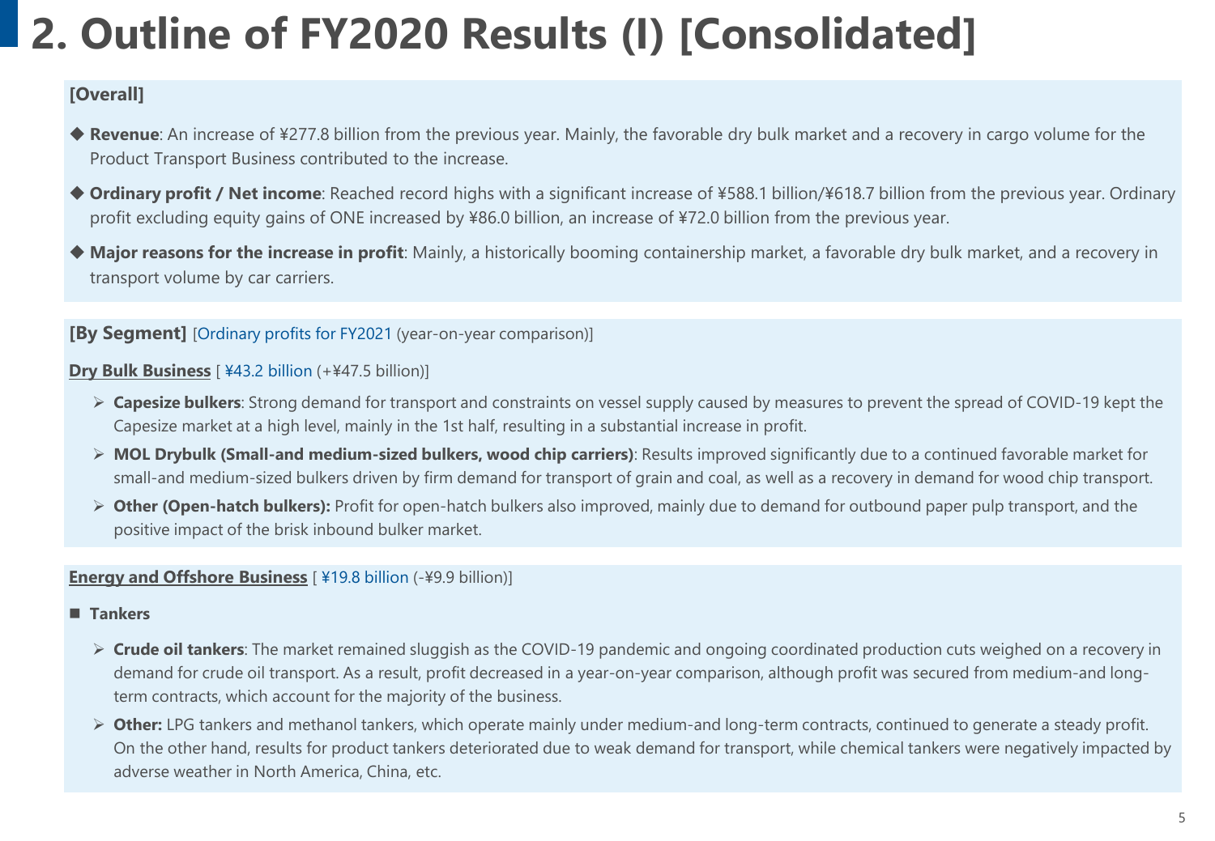# 2. Outline of FY2020 Results (I) [Consolidated]

**[Overall]**

◆ **Revenue**: An increase of ¥277.8 billion from the previous year. Mainly, the favorable dry bulk market and a recovery in cargo volume for the Product Transport Business contributed to the increase.

◆ **Ordinary profit / Net income**: Reached record highs with a significant increase of ¥588.1 billion/¥618.7 billion from the previous year. Ordinary profit excluding equity gains of ONE increased by ¥86.0 billion, an increase of ¥72.0 billion from the previous year.

◆ **Major reasons for the increase in profit**: Mainly, a historically booming containership market, a favorable dry bulk market, and a recovery in transport volume by car carriers.

**[By Segment]** [Ordinary profits for FY2021 (year-on-year comparison)]

**Dry Bulk Business** [ ¥43.2 billion (+¥47.5 billion)]

- **Capesize bulkers**: Strong demand for transport and constraints on vessel supply caused by measures to prevent the spread of COVID-19 kept the Capesize market at a high level, mainly in the 1st half, resulting in a substantial increase in profit.
- **MOL Drybulk (Small-and medium-sized bulkers, wood chip carriers)**: Results improved significantly due to a continued favorable market for small-and medium-sized bulkers driven by firm demand for transport of grain and coal, as well as a recovery in demand for wood chip transport.
- **Other (Open-hatch bulkers):** Profit for open-hatch bulkers also improved, mainly due to demand for outbound paper pulp transport, and the positive impact of the brisk inbound bulker market.

**Energy and Offshore Business** [ ¥19.8 billion (-¥9.9 billion)]

■ **Tankers**

- **Crude oil tankers**: The market remained sluggish as the COVID-19 pandemic and ongoing coordinated production cuts weighed on a recovery in demand for crude oil transport. As a result, profit decreased in a year-on-year comparison, although profit was secured from medium-and long-term contracts, which account for the majority of the business.
- **Other:** LPG tankers and methanol tankers, which operate mainly under medium-and long-term contracts, continued to generate a steady profit. On the other hand, results for product tankers deteriorated due to weak demand for transport, while chemical tankers were negatively impacted by adverse weather in North America, China, etc.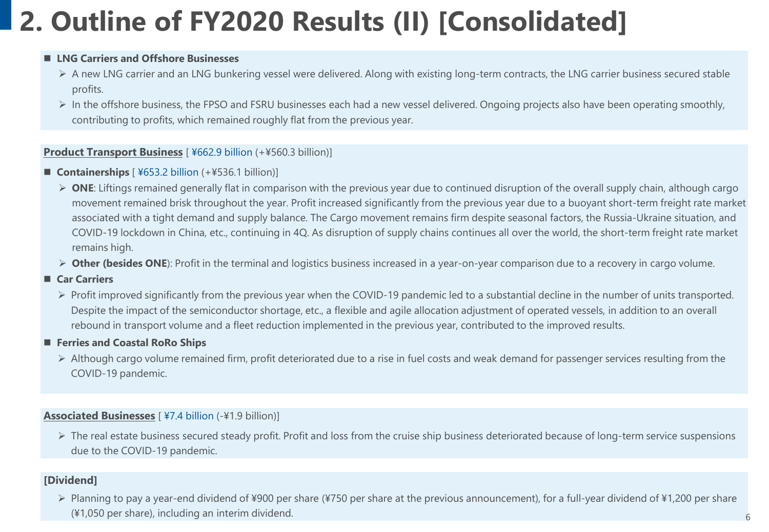# 2. Outline of FY2020 Results (II) [Consolidated]

- **LNG Carriers and Offshore Businesses**
  - A new LNG carrier and an LNG bunkering vessel were delivered. Along with existing long-term contracts, the LNG carrier business secured stable profits.
  - In the offshore business, the FPSO and FSRU businesses each had a new vessel delivered. Ongoing projects also have been operating smoothly, contributing to profits, which remained roughly flat from the previous year.

**Product Transport Business** [ ¥662.9 billion (+¥560.3 billion)]

- **Containerships** [ ¥653.2 billion (+¥536.1 billion)]
  - **ONE**: Liftings remained generally flat in comparison with the previous year due to continued disruption of the overall supply chain, although cargo movement remained brisk throughout the year. Profit increased significantly from the previous year due to a buoyant short-term freight rate market associated with a tight demand and supply balance. The Cargo movement remains firm despite seasonal factors, the Russia-Ukraine situation, and COVID-19 lockdown in China, etc., continuing in 4Q. As disruption of supply chains continues all over the world, the short-term freight rate market remains high.
  - **Other (besides ONE**): Profit in the terminal and logistics business increased in a year-on-year comparison due to a recovery in cargo volume.
- **Car Carriers**
  - Profit improved significantly from the previous year when the COVID-19 pandemic led to a substantial decline in the number of units transported. Despite the impact of the semiconductor shortage, etc., a flexible and agile allocation adjustment of operated vessels, in addition to an overall rebound in transport volume and a fleet reduction implemented in the previous year, contributed to the improved results.
- **Ferries and Coastal RoRo Ships**
  - Although cargo volume remained firm, profit deteriorated due to a rise in fuel costs and weak demand for passenger services resulting from the COVID-19 pandemic.

**Associated Businesses** [ ¥7.4 billion (-¥1.9 billion)]

- The real estate business secured steady profit. Profit and loss from the cruise ship business deteriorated because of long-term service suspensions due to the COVID-19 pandemic.

**[Dividend]**

- Planning to pay a year-end dividend of ¥900 per share (¥750 per share at the previous announcement), for a full-year dividend of ¥1,200 per share (¥1,050 per share), including an interim dividend.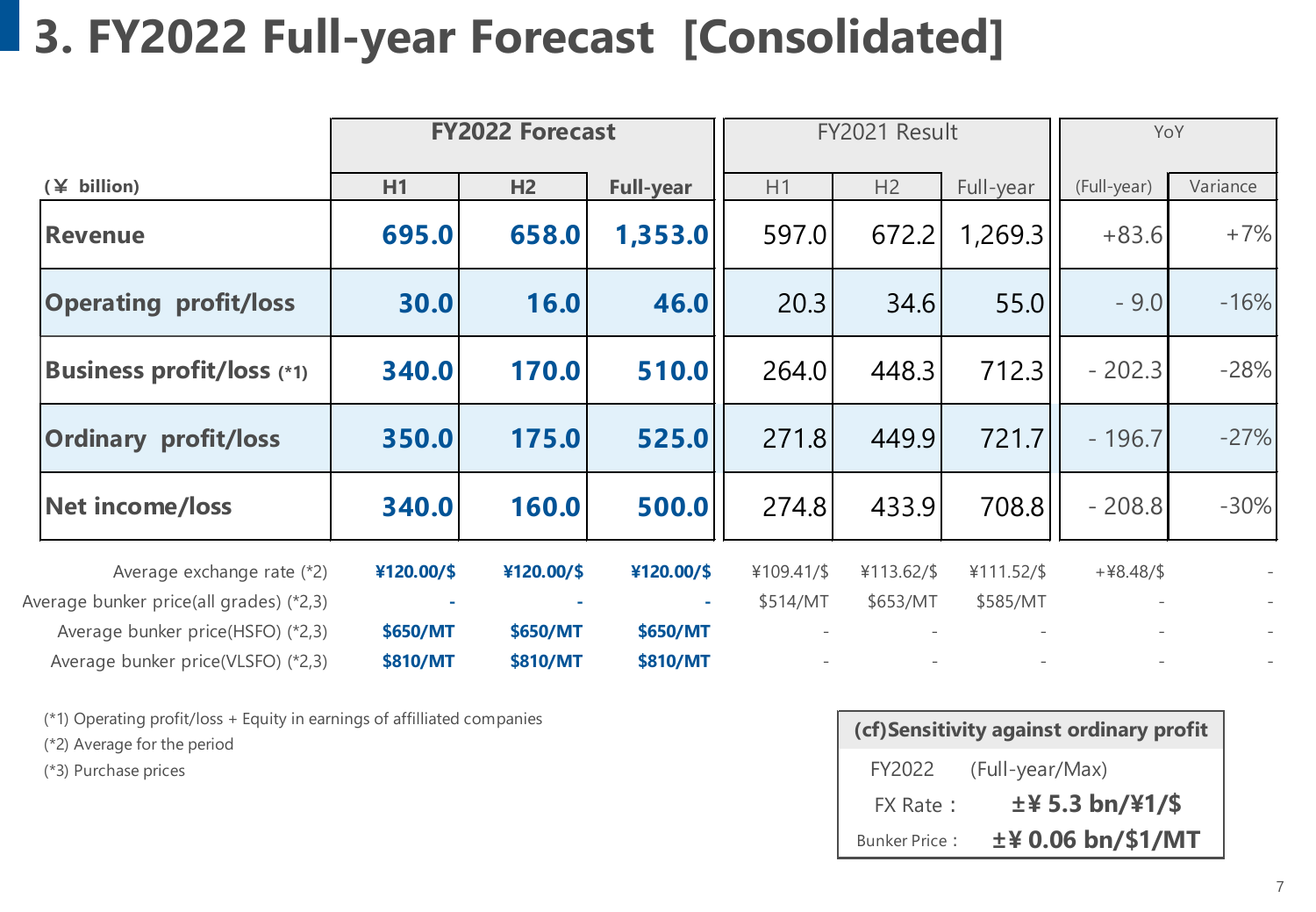# 3. FY2022 Full-year Forecast [Consolidated]

| (¥ billion) | FY2022 Forecast | | | FY2021 Result | | | YoY | |
|---|---|---|---|---|---|---|---|---|
| | **H1** | **H2** | **Full-year** | H1 | H2 | Full-year | (Full-year) | Variance |
| **Revenue** | **695.0** | **658.0** | **1,353.0** | 597.0 | 672.2 | 1,269.3 | +83.6 | +7% |
| **Operating profit/loss** | **30.0** | **16.0** | **46.0** | 20.3 | 34.6 | 55.0 | - 9.0 | -16% |
| **Business profit/loss (*1)** | **340.0** | **170.0** | **510.0** | 264.0 | 448.3 | 712.3 | - 202.3 | -28% |
| **Ordinary profit/loss** | **350.0** | **175.0** | **525.0** | 271.8 | 449.9 | 721.7 | - 196.7 | -27% |
| **Net income/loss** | **340.0** | **160.0** | **500.0** | 274.8 | 433.9 | 708.8 | - 208.8 | -30% |
| Average exchange rate (*2) | **¥120.00/$** | **¥120.00/$** | **¥120.00/$** | ¥109.41/$ | ¥113.62/$ | ¥111.52/$ | +¥8.48/$ | - |
| Average bunker price(all grades) (*2,3) | **-** | **-** | **-** | $514/MT | $653/MT | $585/MT | - | - |
| Average bunker price(HSFO) (*2,3) | **$650/MT** | **$650/MT** | **$650/MT** | - | - | - | - | - |
| Average bunker price(VLSFO) (*2,3) | **$810/MT** | **$810/MT** | **$810/MT** | - | - | - | - | - |

(*1) Operating profit/loss + Equity in earnings of affilliated companies

(*2) Average for the period

(*3) Purchase prices

| (cf)Sensitivity against ordinary profit | |
|---|---|
| FY2022 | (Full-year/Max) |
| FX Rate : | **±¥ 5.3 bn/¥1/$** |
| Bunker Price : | **±¥ 0.06 bn/$1/MT** |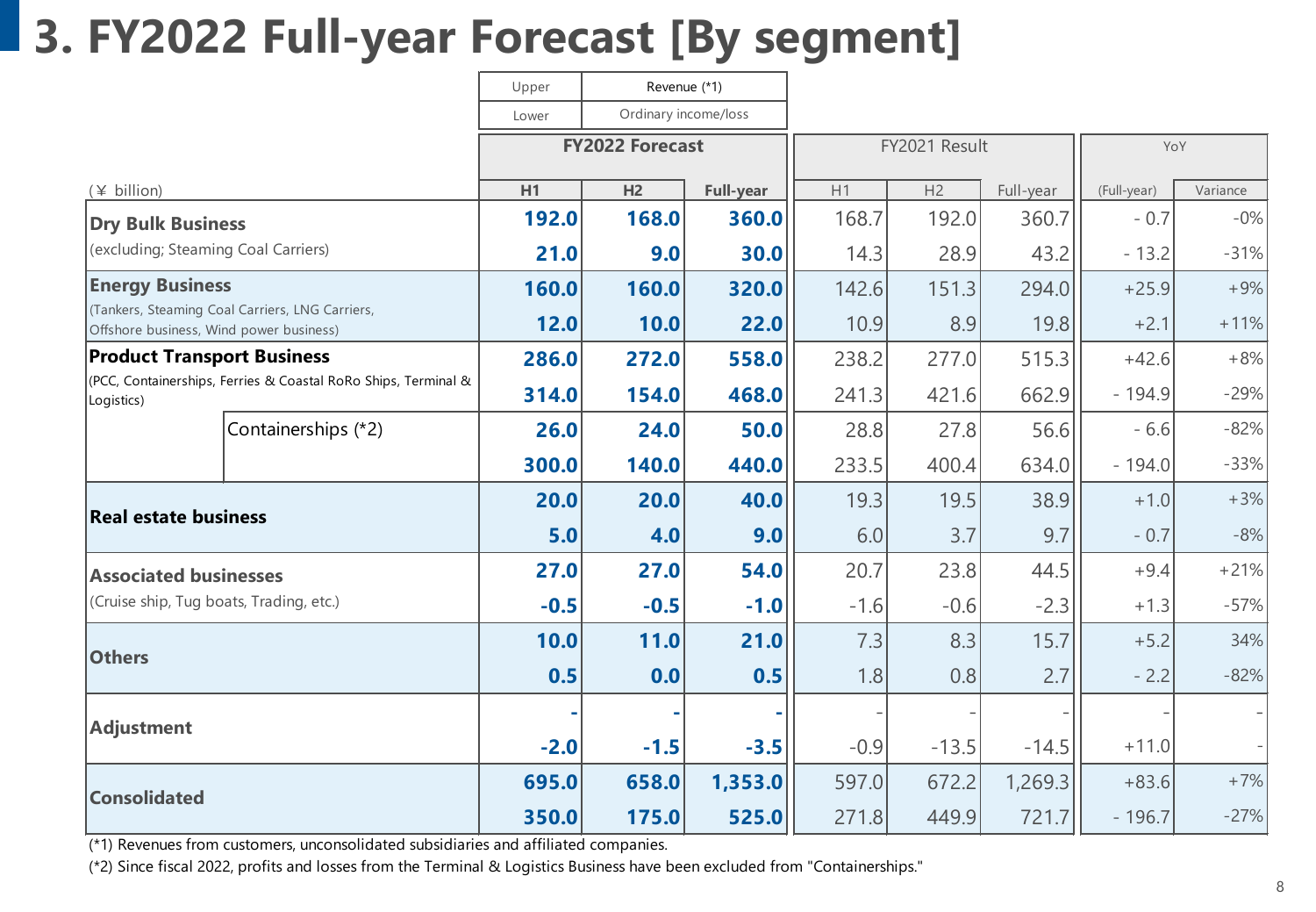# 3. FY2022 Full-year Forecast [By segment]

| Upper | Revenue (*1) |
|---|---|
| Lower | Ordinary income/loss |

| (¥ billion) | | FY2022 Forecast H1 | FY2022 Forecast H2 | FY2022 Forecast Full-year | FY2021 Result H1 | FY2021 Result H2 | FY2021 Result Full-year | YoY (Full-year) | YoY Variance |
|---|---|---|---|---|---|---|---|---|---|
| **Dry Bulk Business** | | **192.0** | **168.0** | **360.0** | 168.7 | 192.0 | 360.7 | - 0.7 | -0% |
| (excluding; Steaming Coal Carriers) | | **21.0** | **9.0** | **30.0** | 14.3 | 28.9 | 43.2 | - 13.2 | -31% |
| **Energy Business** | | **160.0** | **160.0** | **320.0** | 142.6 | 151.3 | 294.0 | +25.9 | +9% |
| (Tankers, Steaming Coal Carriers, LNG Carriers, Offshore business, Wind power business) | | **12.0** | **10.0** | **22.0** | 10.9 | 8.9 | 19.8 | +2.1 | +11% |
| **Product Transport Business** | | **286.0** | **272.0** | **558.0** | 238.2 | 277.0 | 515.3 | +42.6 | +8% |
| (PCC, Containerships, Ferries & Coastal RoRo Ships, Terminal & Logistics) | | **314.0** | **154.0** | **468.0** | 241.3 | 421.6 | 662.9 | - 194.9 | -29% |
| | Containerships (*2) | **26.0** | **24.0** | **50.0** | 28.8 | 27.8 | 56.6 | - 6.6 | -82% |
| | | **300.0** | **140.0** | **440.0** | 233.5 | 400.4 | 634.0 | - 194.0 | -33% |
| **Real estate business** | | **20.0** | **20.0** | **40.0** | 19.3 | 19.5 | 38.9 | +1.0 | +3% |
| | | **5.0** | **4.0** | **9.0** | 6.0 | 3.7 | 9.7 | - 0.7 | -8% |
| **Associated businesses** | | **27.0** | **27.0** | **54.0** | 20.7 | 23.8 | 44.5 | +9.4 | +21% |
| (Cruise ship, Tug boats, Trading, etc.) | | **-0.5** | **-0.5** | **-1.0** | -1.6 | -0.6 | -2.3 | +1.3 | -57% |
| **Others** | | **10.0** | **11.0** | **21.0** | 7.3 | 8.3 | 15.7 | +5.2 | 34% |
| | | **0.5** | **0.0** | **0.5** | 1.8 | 0.8 | 2.7 | - 2.2 | -82% |
| **Adjustment** | | **-** | **-** | **-** | - | - | - | - | - |
| | | **-2.0** | **-1.5** | **-3.5** | -0.9 | -13.5 | -14.5 | +11.0 | - |
| **Consolidated** | | **695.0** | **658.0** | **1,353.0** | 597.0 | 672.2 | 1,269.3 | +83.6 | +7% |
| | | **350.0** | **175.0** | **525.0** | 271.8 | 449.9 | 721.7 | - 196.7 | -27% |

(*1) Revenues from customers, unconsolidated subsidiaries and affiliated companies.

(*2) Since fiscal 2022, profits and losses from the Terminal & Logistics Business have been excluded from "Containerships."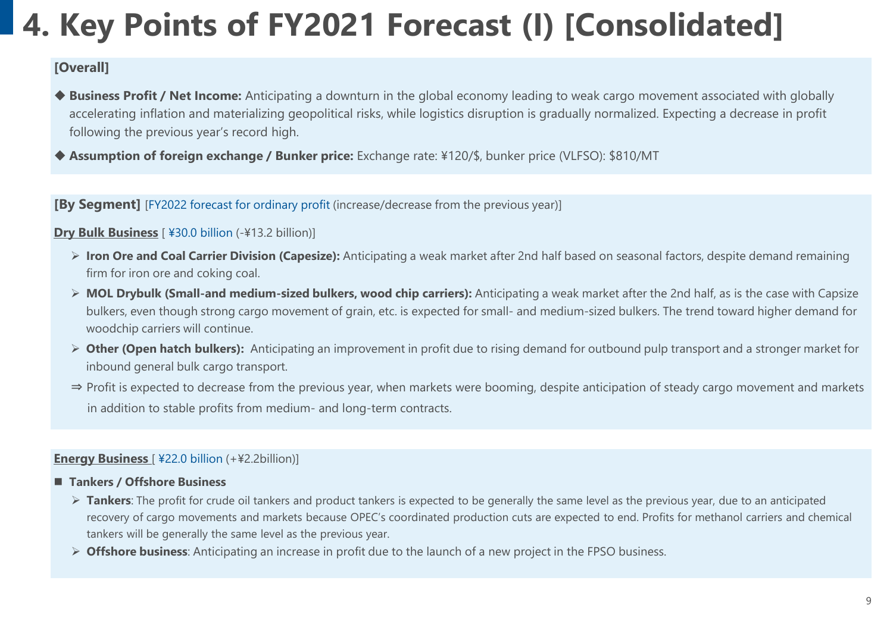# 4. Key Points of FY2021 Forecast (I) [Consolidated]

**[Overall]**

◆ **Business Profit / Net Income:** Anticipating a downturn in the global economy leading to weak cargo movement associated with globally accelerating inflation and materializing geopolitical risks, while logistics disruption is gradually normalized. Expecting a decrease in profit following the previous year's record high.

◆ **Assumption of foreign exchange / Bunker price:** Exchange rate: ¥120/$, bunker price (VLFSO): $810/MT

**[By Segment]** [FY2022 forecast for ordinary profit (increase/decrease from the previous year)]

**Dry Bulk Business** [ ¥30.0 billion (-¥13.2 billion)]

- **Iron Ore and Coal Carrier Division (Capesize):** Anticipating a weak market after 2nd half based on seasonal factors, despite demand remaining firm for iron ore and coking coal.
- **MOL Drybulk (Small-and medium-sized bulkers, wood chip carriers):** Anticipating a weak market after the 2nd half, as is the case with Capsize bulkers, even though strong cargo movement of grain, etc. is expected for small- and medium-sized bulkers. The trend toward higher demand for woodchip carriers will continue.
- **Other (Open hatch bulkers):** Anticipating an improvement in profit due to rising demand for outbound pulp transport and a stronger market for inbound general bulk cargo transport.

⇒ Profit is expected to decrease from the previous year, when markets were booming, despite anticipation of steady cargo movement and markets in addition to stable profits from medium- and long-term contracts.

**Energy Business** [ ¥22.0 billion (+¥2.2billion)]

■ **Tankers / Offshore Business**

- **Tankers**: The profit for crude oil tankers and product tankers is expected to be generally the same level as the previous year, due to an anticipated recovery of cargo movements and markets because OPEC's coordinated production cuts are expected to end. Profits for methanol carriers and chemical tankers will be generally the same level as the previous year.
- **Offshore business**: Anticipating an increase in profit due to the launch of a new project in the FPSO business.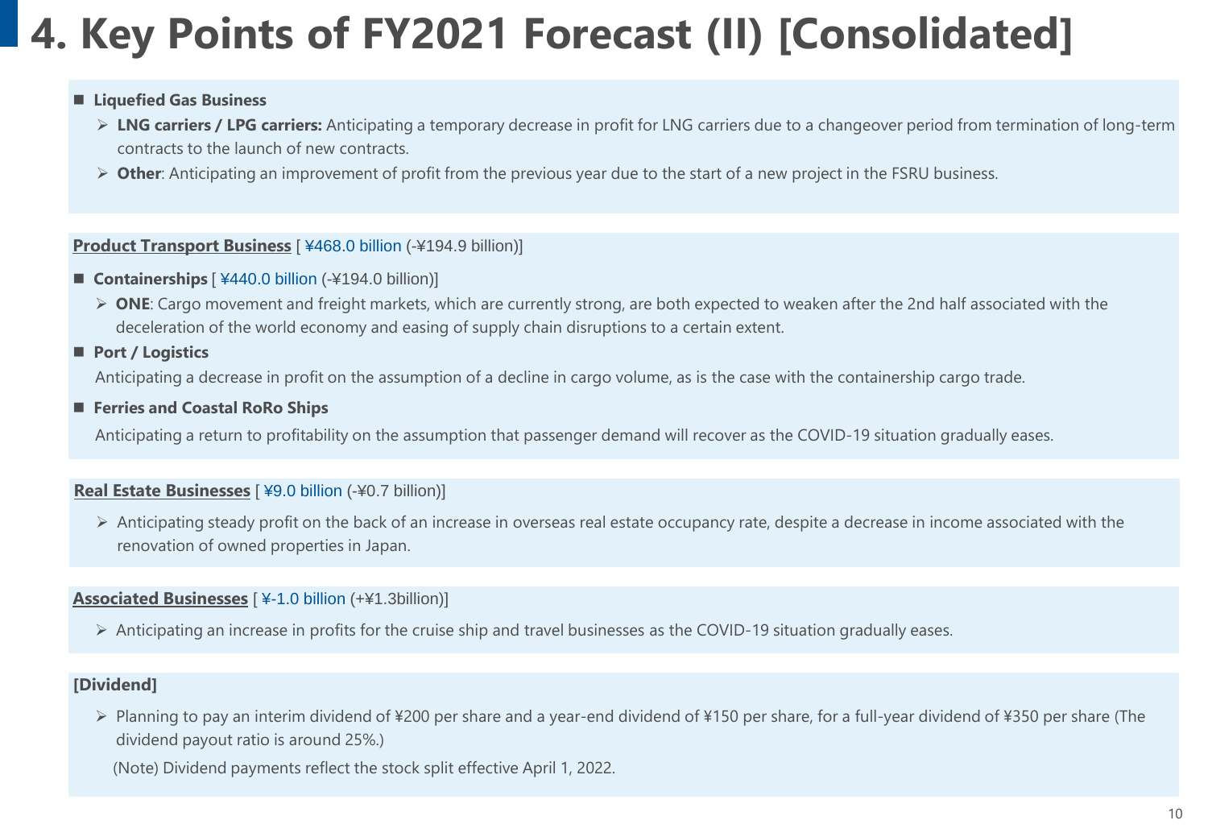# 4. Key Points of FY2021 Forecast (II) [Consolidated]

- **Liquefied Gas Business**
  - **LNG carriers / LPG carriers:** Anticipating a temporary decrease in profit for LNG carriers due to a changeover period from termination of long-term contracts to the launch of new contracts.
  - **Other**: Anticipating an improvement of profit from the previous year due to the start of a new project in the FSRU business.

**Product Transport Business** [ ¥468.0 billion (-¥194.9 billion)]

- **Containerships** [ ¥440.0 billion (-¥194.0 billion)]
  - **ONE**: Cargo movement and freight markets, which are currently strong, are both expected to weaken after the 2nd half associated with the deceleration of the world economy and easing of supply chain disruptions to a certain extent.
- **Port / Logistics**

  Anticipating a decrease in profit on the assumption of a decline in cargo volume, as is the case with the containership cargo trade.
- **Ferries and Coastal RoRo Ships**

  Anticipating a return to profitability on the assumption that passenger demand will recover as the COVID-19 situation gradually eases.

**Real Estate Businesses** [ ¥9.0 billion (-¥0.7 billion)]

- Anticipating steady profit on the back of an increase in overseas real estate occupancy rate, despite a decrease in income associated with the renovation of owned properties in Japan.

**Associated Businesses** [ ¥-1.0 billion (+¥1.3billion)]

- Anticipating an increase in profits for the cruise ship and travel businesses as the COVID-19 situation gradually eases.

**[Dividend]**

- Planning to pay an interim dividend of ¥200 per share and a year-end dividend of ¥150 per share, for a full-year dividend of ¥350 per share (The dividend payout ratio is around 25%.)

  (Note) Dividend payments reflect the stock split effective April 1, 2022.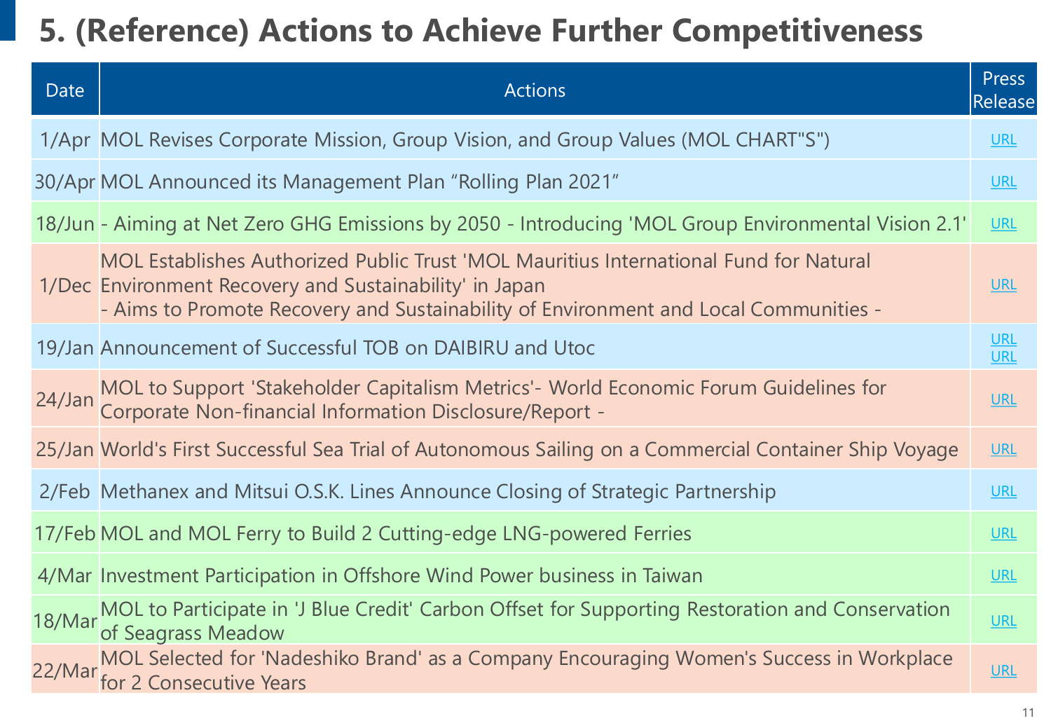# 5. (Reference) Actions to Achieve Further Competitiveness

| Date | Actions | Press Release |
| --- | --- | --- |
| 1/Apr | MOL Revises Corporate Mission, Group Vision, and Group Values (MOL CHART"S") | URL |
| 30/Apr | MOL Announced its Management Plan “Rolling Plan 2021” | URL |
| 18/Jun | - Aiming at Net Zero GHG Emissions by 2050 - Introducing 'MOL Group Environmental Vision 2.1' | URL |
| 1/Dec | MOL Establishes Authorized Public Trust 'MOL Mauritius International Fund for Natural Environment Recovery and Sustainability' in Japan - Aims to Promote Recovery and Sustainability of Environment and Local Communities - | URL |
| 19/Jan | Announcement of Successful TOB on DAIBIRU and Utoc | URL URL |
| 24/Jan | MOL to Support 'Stakeholder Capitalism Metrics'- World Economic Forum Guidelines for Corporate Non-financial Information Disclosure/Report - | URL |
| 25/Jan | World's First Successful Sea Trial of Autonomous Sailing on a Commercial Container Ship Voyage | URL |
| 2/Feb | Methanex and Mitsui O.S.K. Lines Announce Closing of Strategic Partnership | URL |
| 17/Feb | MOL and MOL Ferry to Build 2 Cutting-edge LNG-powered Ferries | URL |
| 4/Mar | Investment Participation in Offshore Wind Power business in Taiwan | URL |
| 18/Mar | MOL to Participate in 'J Blue Credit' Carbon Offset for Supporting Restoration and Conservation of Seagrass Meadow | URL |
| 22/Mar | MOL Selected for 'Nadeshiko Brand' as a Company Encouraging Women's Success in Workplace for 2 Consecutive Years | URL |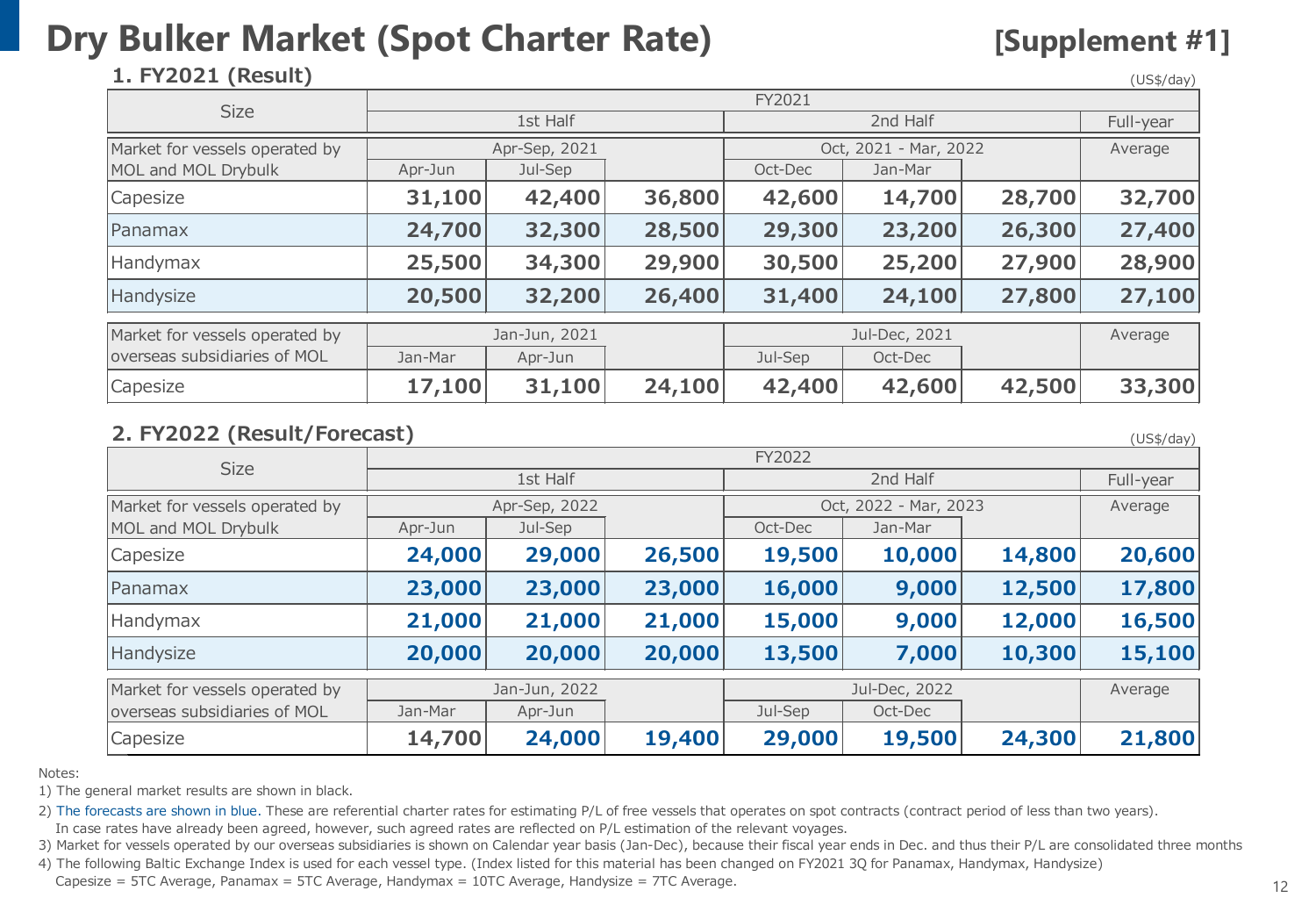# Dry Bulker Market (Spot Charter Rate)

**[Supplement #1]**

## 1. FY2021 (Result)

(US$/day)

| Size | FY2021 | | | | | | |
|---|---|---|---|---|---|---|---|
| | 1st Half | | | 2nd Half | | | Full-year |
| Market for vessels operated by MOL and MOL Drybulk | Apr-Sep, 2021 | | | Oct, 2021 - Mar, 2022 | | | Average |
| | Apr-Jun | Jul-Sep | | Oct-Dec | Jan-Mar | | |
| Capesize | **31,100** | **42,400** | **36,800** | **42,600** | **14,700** | **28,700** | **32,700** |
| Panamax | **24,700** | **32,300** | **28,500** | **29,300** | **23,200** | **26,300** | **27,400** |
| Handymax | **25,500** | **34,300** | **29,900** | **30,500** | **25,200** | **27,900** | **28,900** |
| Handysize | **20,500** | **32,200** | **26,400** | **31,400** | **24,100** | **27,800** | **27,100** |
| Market for vessels operated by overseas subsidiaries of MOL | Jan-Jun, 2021 | | | Jul-Dec, 2021 | | | Average |
| | Jan-Mar | Apr-Jun | | Jul-Sep | Oct-Dec | | |
| Capesize | **17,100** | **31,100** | **24,100** | **42,400** | **42,600** | **42,500** | **33,300** |

## 2. FY2022 (Result/Forecast)

(US$/day)

| Size | FY2022 | | | | | | |
|---|---|---|---|---|---|---|---|
| | 1st Half | | | 2nd Half | | | Full-year |
| Market for vessels operated by MOL and MOL Drybulk | Apr-Sep, 2022 | | | Oct, 2022 - Mar, 2023 | | | Average |
| | Apr-Jun | Jul-Sep | | Oct-Dec | Jan-Mar | | |
| Capesize | **24,000** | **29,000** | **26,500** | **19,500** | **10,000** | **14,800** | **20,600** |
| Panamax | **23,000** | **23,000** | **23,000** | **16,000** | **9,000** | **12,500** | **17,800** |
| Handymax | **21,000** | **21,000** | **21,000** | **15,000** | **9,000** | **12,000** | **16,500** |
| Handysize | **20,000** | **20,000** | **20,000** | **13,500** | **7,000** | **10,300** | **15,100** |
| Market for vessels operated by overseas subsidiaries of MOL | Jan-Jun, 2022 | | | Jul-Dec, 2022 | | | Average |
| | Jan-Mar | Apr-Jun | | Jul-Sep | Oct-Dec | | |
| Capesize | **14,700** | **24,000** | **19,400** | **29,000** | **19,500** | **24,300** | **21,800** |

Notes:

1) The general market results are shown in black.

2) The forecasts are shown in blue. These are referential charter rates for estimating P/L of free vessels that operates on spot contracts (contract period of less than two years). In case rates have already been agreed, however, such agreed rates are reflected on P/L estimation of the relevant voyages.

3) Market for vessels operated by our overseas subsidiaries is shown on Calendar year basis (Jan-Dec), because their fiscal year ends in Dec. and thus their P/L are consolidated three months

4) The following Baltic Exchange Index is used for each vessel type. (Index listed for this material has been changed on FY2021 3Q for Panamax, Handymax, Handysize) Capesize = 5TC Average, Panamax = 5TC Average, Handymax = 10TC Average, Handysize = 7TC Average.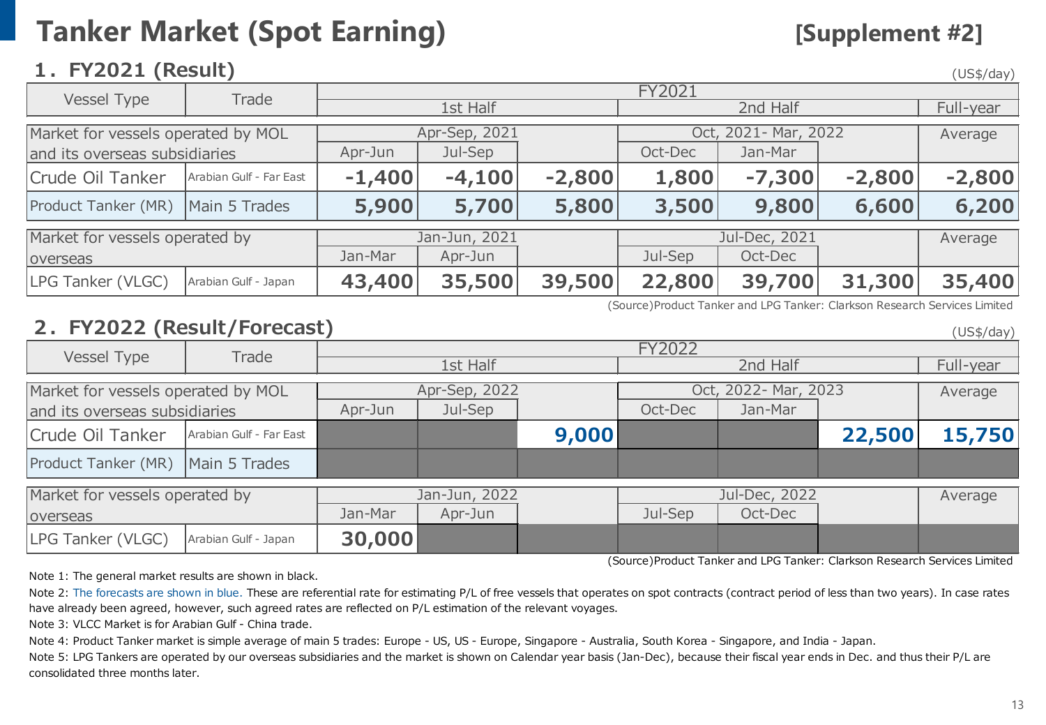# Tanker Market (Spot Earning)

**[Supplement #2]**

## 1. FY2021 (Result)

(US$/day)

| Vessel Type | Trade | FY2021 | | | | | | |
|---|---|---|---|---|---|---|---|---|
| | | 1st Half | | | 2nd Half | | | Full-year |
| Market for vessels operated by MOL and its overseas subsidiaries | | Apr-Sep, 2021 | | | Oct, 2021- Mar, 2022 | | | Average |
| | | Apr-Jun | Jul-Sep | | Oct-Dec | Jan-Mar | | |
| Crude Oil Tanker | Arabian Gulf - Far East | **-1,400** | **-4,100** | **-2,800** | **1,800** | **-7,300** | **-2,800** | **-2,800** |
| Product Tanker (MR) | Main 5 Trades | **5,900** | **5,700** | **5,800** | **3,500** | **9,800** | **6,600** | **6,200** |
| Market for vessels operated by overseas | | Jan-Jun, 2021 | | | Jul-Dec, 2021 | | | Average |
| | | Jan-Mar | Apr-Jun | | Jul-Sep | Oct-Dec | | |
| LPG Tanker (VLGC) | Arabian Gulf - Japan | **43,400** | **35,500** | **39,500** | **22,800** | **39,700** | **31,300** | **35,400** |

(Source)Product Tanker and LPG Tanker: Clarkson Research Services Limited

## 2. FY2022 (Result/Forecast)

(US$/day)

| Vessel Type | Trade | FY2022 | | | | | | |
|---|---|---|---|---|---|---|---|---|
| | | 1st Half | | | 2nd Half | | | Full-year |
| Market for vessels operated by MOL and its overseas subsidiaries | | Apr-Sep, 2022 | | | Oct, 2022- Mar, 2023 | | | Average |
| | | Apr-Jun | Jul-Sep | | Oct-Dec | Jan-Mar | | |
| Crude Oil Tanker | Arabian Gulf - Far East | | | **9,000** | | | **22,500** | **15,750** |
| Product Tanker (MR) | Main 5 Trades | | | | | | | |
| Market for vessels operated by overseas | | Jan-Jun, 2022 | | | Jul-Dec, 2022 | | | Average |
| | | Jan-Mar | Apr-Jun | | Jul-Sep | Oct-Dec | | |
| LPG Tanker (VLGC) | Arabian Gulf - Japan | **30,000** | | | | | | |

(Source)Product Tanker and LPG Tanker: Clarkson Research Services Limited

Note 1: The general market results are shown in black.

Note 2: The forecasts are shown in blue. These are referential rate for estimating P/L of free vessels that operates on spot contracts (contract period of less than two years). In case rates have already been agreed, however, such agreed rates are reflected on P/L estimation of the relevant voyages.

Note 3: VLCC Market is for Arabian Gulf - China trade.

Note 4: Product Tanker market is simple average of main 5 trades: Europe - US, US - Europe, Singapore - Australia, South Korea - Singapore, and India - Japan.

Note 5: LPG Tankers are operated by our overseas subsidiaries and the market is shown on Calendar year basis (Jan-Dec), because their fiscal year ends in Dec. and thus their P/L are consolidated three months later.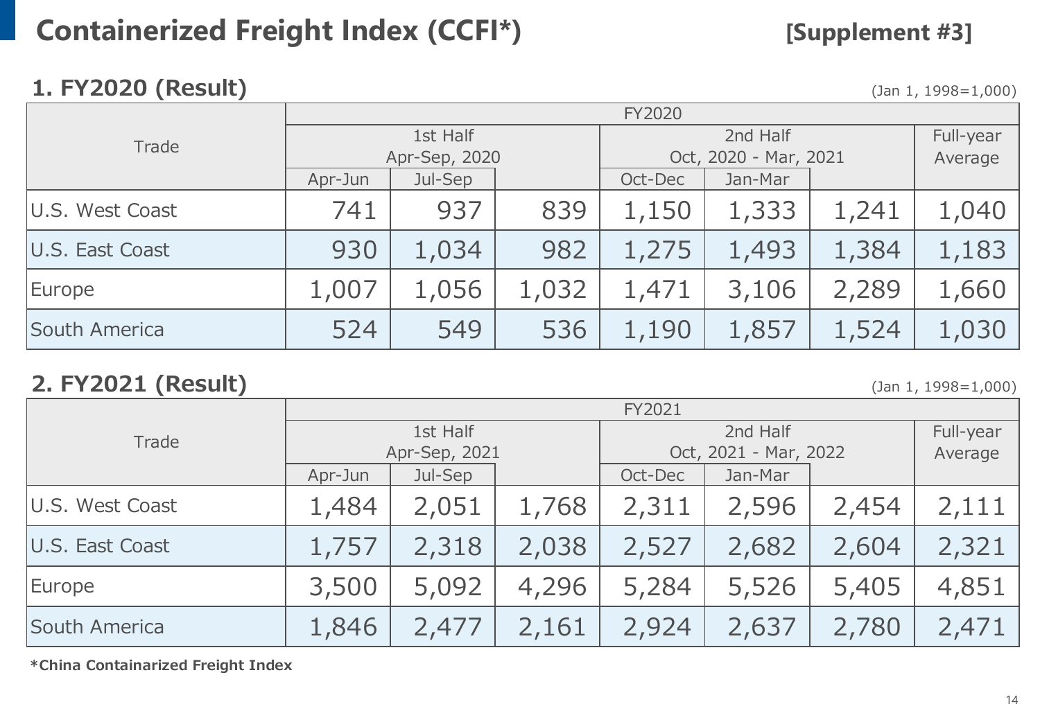# Containerized Freight Index (CCFI*)

**[Supplement #3]**

## 1. FY2020 (Result)

(Jan 1, 1998=1,000)

| Trade | FY2020 | | | | | | |
|---|---|---|---|---|---|---|---|
| | 1st Half Apr-Sep, 2020 | | | 2nd Half Oct, 2020 - Mar, 2021 | | | Full-year Average |
| | Apr-Jun | Jul-Sep | | Oct-Dec | Jan-Mar | | |
| U.S. West Coast | 741 | 937 | 839 | 1,150 | 1,333 | 1,241 | 1,040 |
| U.S. East Coast | 930 | 1,034 | 982 | 1,275 | 1,493 | 1,384 | 1,183 |
| Europe | 1,007 | 1,056 | 1,032 | 1,471 | 3,106 | 2,289 | 1,660 |
| South America | 524 | 549 | 536 | 1,190 | 1,857 | 1,524 | 1,030 |

## 2. FY2021 (Result)

(Jan 1, 1998=1,000)

| Trade | FY2021 | | | | | | |
|---|---|---|---|---|---|---|---|
| | 1st Half Apr-Sep, 2021 | | | 2nd Half Oct, 2021 - Mar, 2022 | | | Full-year Average |
| | Apr-Jun | Jul-Sep | | Oct-Dec | Jan-Mar | | |
| U.S. West Coast | 1,484 | 2,051 | 1,768 | 2,311 | 2,596 | 2,454 | 2,111 |
| U.S. East Coast | 1,757 | 2,318 | 2,038 | 2,527 | 2,682 | 2,604 | 2,321 |
| Europe | 3,500 | 5,092 | 4,296 | 5,284 | 5,526 | 5,405 | 4,851 |
| South America | 1,846 | 2,477 | 2,161 | 2,924 | 2,637 | 2,780 | 2,471 |

**\*China Containarized Freight Index**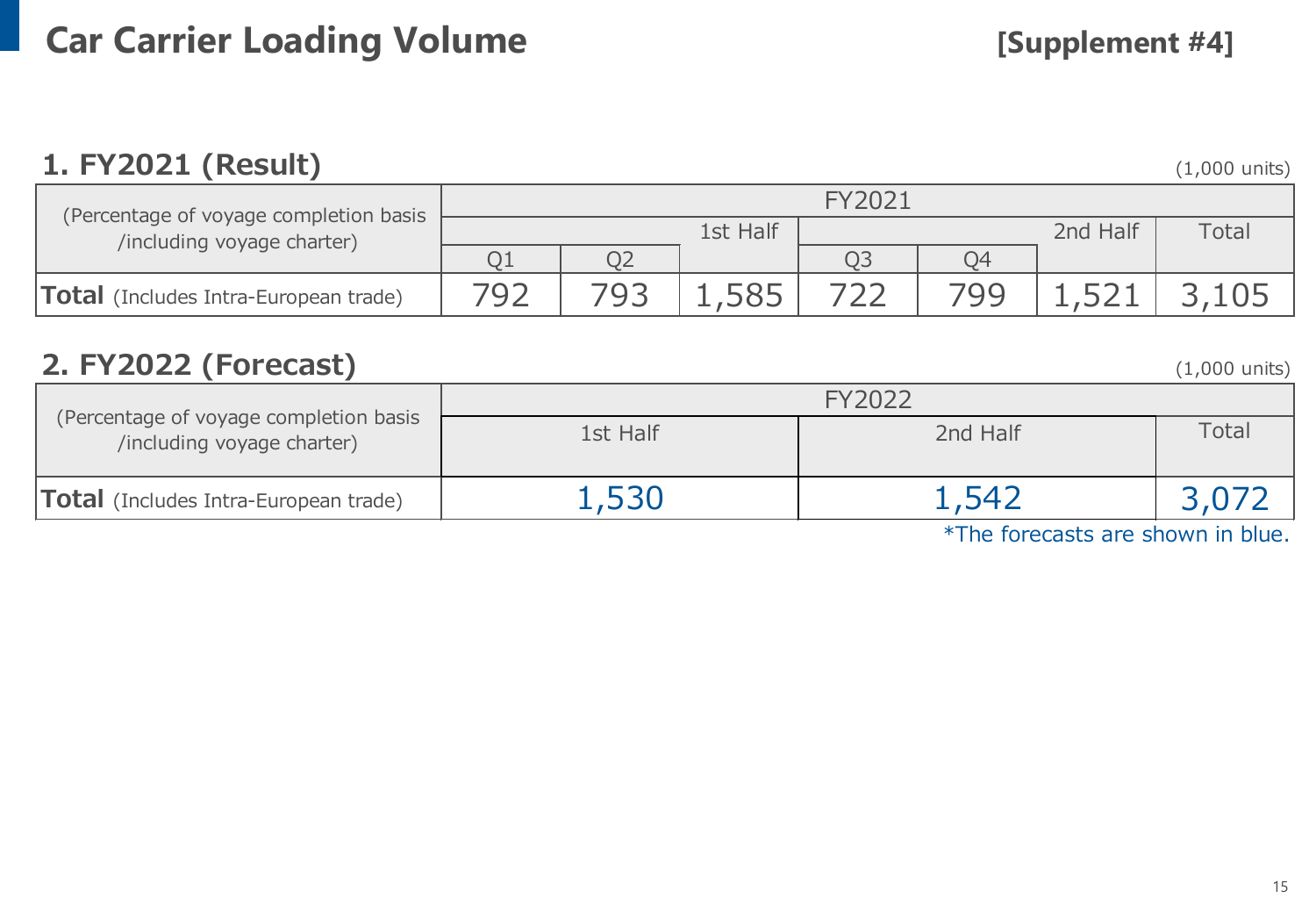# Car Carrier Loading Volume

**[Supplement #4]**

## 1. FY2021 (Result)

(1,000 units)

| (Percentage of voyage completion basis /including voyage charter) | FY2021 | | | | | | |
|---|---|---|---|---|---|---|---|
| | Q1 | Q2 | 1st Half | Q3 | Q4 | 2nd Half | Total |
| **Total** (Includes Intra-European trade) | 792 | 793 | 1,585 | 722 | 799 | 1,521 | 3,105 |

## 2. FY2022 (Forecast)

(1,000 units)

| (Percentage of voyage completion basis /including voyage charter) | FY2022 | | |
|---|---|---|---|
| | 1st Half | 2nd Half | Total |
| **Total** (Includes Intra-European trade) | 1,530 | 1,542 | 3,072 |

*The forecasts are shown in blue.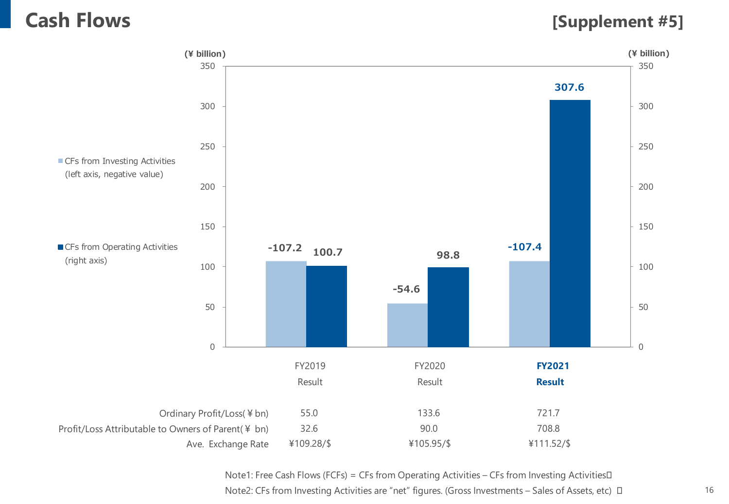# Cash Flows

**[Supplement #5]**

(¥ billion)

| | FY2019 Result | FY2020 Result | **FY2021 Result** |
|---|---|---|---|
| CFs from Investing Activities (left axis, negative value) | -107.2 | -54.6 | -107.4 |
| CFs from Operating Activities (right axis) | 100.7 | 98.8 | 307.6 |

| | FY2019 Result | FY2020 Result | **FY2021 Result** |
|---|---|---|---|
| Ordinary Profit/Loss(￥bn) | 55.0 | 133.6 | 721.7 |
| Profit/Loss Attributable to Owners of Parent(￥ bn) | 32.6 | 90.0 | 708.8 |
| Ave. Exchange Rate | ¥109.28/$ | ¥105.95/$ | ¥111.52/$ |

Note1: Free Cash Flows (FCFs) = CFs from Operating Activities – CFs from Investing Activities

Note2: CFs from Investing Activities are "net" figures. (Gross Investments – Sales of Assets, etc)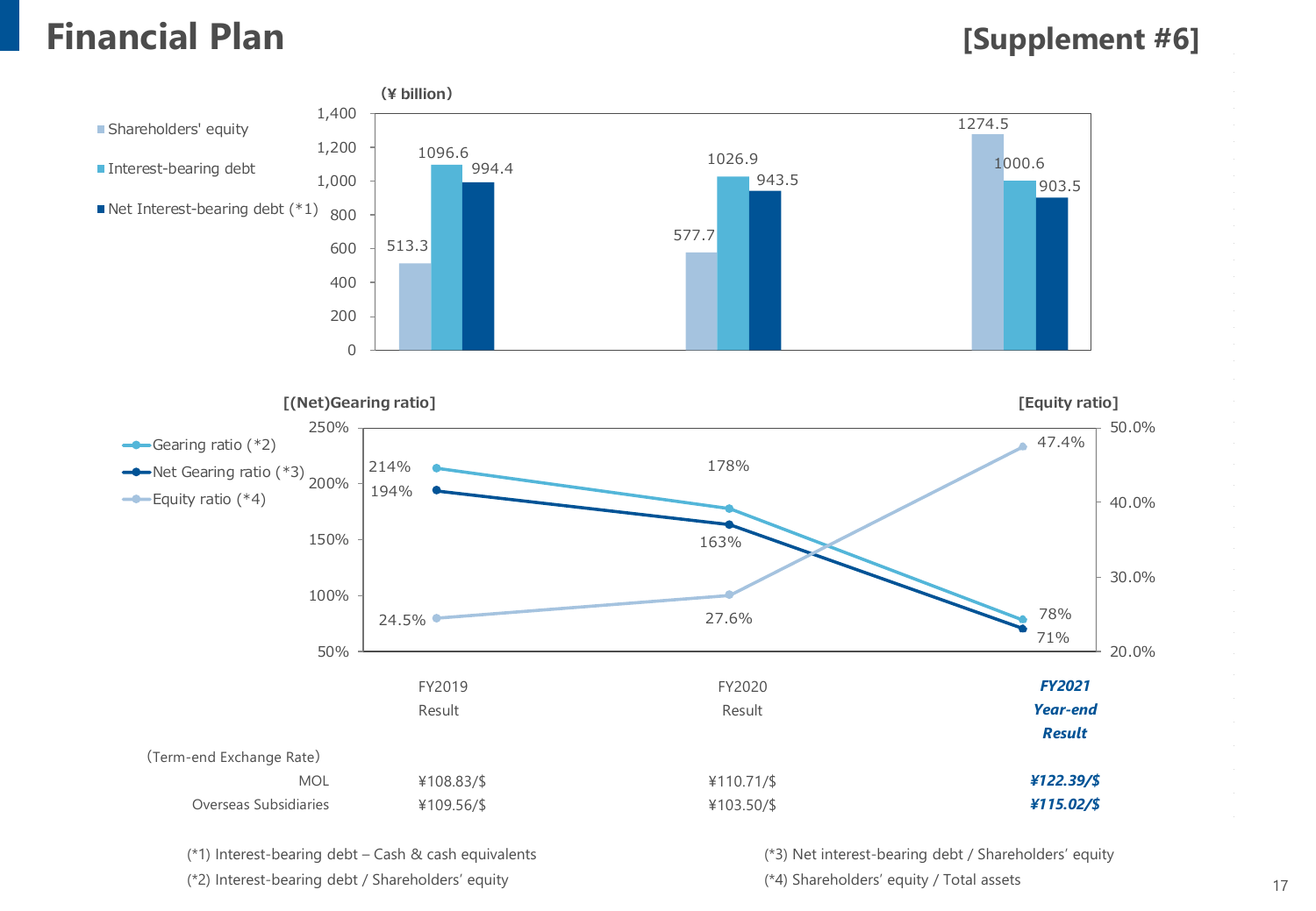# Financial Plan

[Supplement #6]

(¥ billion)

| | FY2019 Result | FY2020 Result | FY2021 Year-end Result |
|---|---|---|---|
| Shareholders' equity | 513.3 | 577.7 | 1274.5 |
| Interest-bearing debt | 1096.6 | 1026.9 | 1000.6 |
| Net Interest-bearing debt (*1) | 994.4 | 943.5 | 903.5 |

[(Net)Gearing ratio] / [Equity ratio]

| | FY2019 Result | FY2020 Result | ***FY2021 Year-end Result*** |
|---|---|---|---|
| Gearing ratio (*2) | 214% | 178% | 78% |
| Net Gearing ratio (*3) | 194% | 163% | 71% |
| Equity ratio (*4) | 24.5% | 27.6% | 47.4% |

(Term-end Exchange Rate)

| | FY2019 Result | FY2020 Result | ***FY2021 Year-end Result*** |
|---|---|---|---|
| MOL | ¥108.83/$ | ¥110.71/$ | ***¥122.39/$*** |
| Overseas Subsidiaries | ¥109.56/$ | ¥103.50/$ | ***¥115.02/$*** |

(*1) Interest-bearing debt – Cash & cash equivalents

(*2) Interest-bearing debt / Shareholders' equity

(*3) Net interest-bearing debt / Shareholders' equity

(*4) Shareholders' equity / Total assets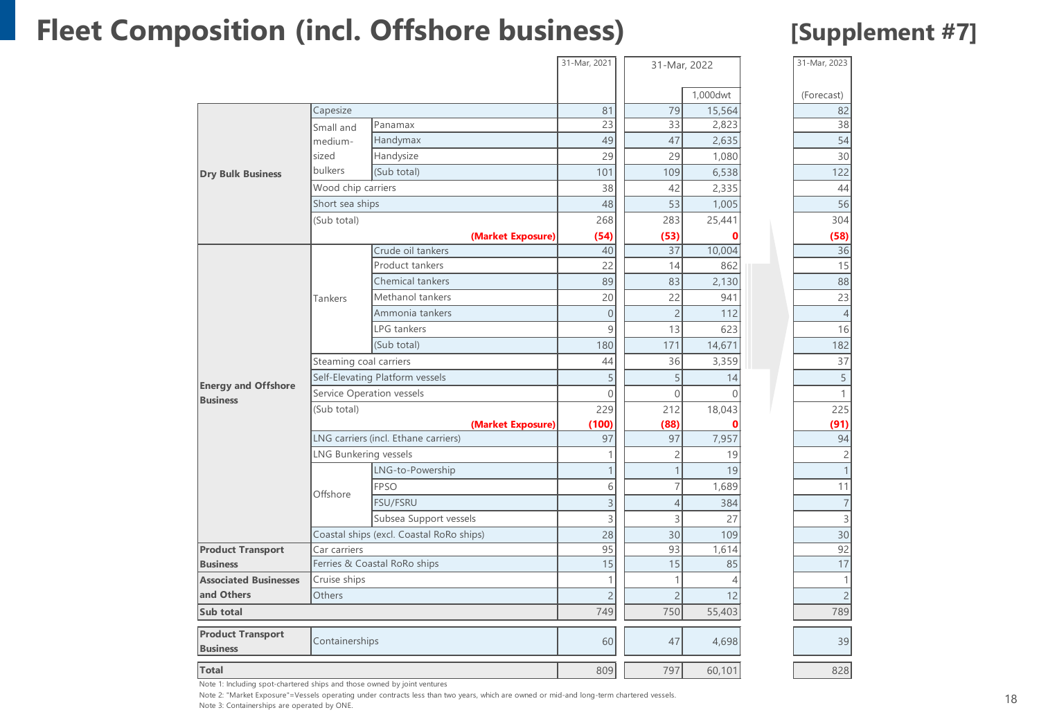# Fleet Composition (incl. Offshore business)

**[Supplement #7]**

| Business | Category | Type | 31-Mar, 2021 | 31-Mar, 2022 | 31-Mar, 2022 (1,000dwt) | 31-Mar, 2023 (Forecast) |
|---|---|---|---|---|---|---|
| **Dry Bulk Business** | Capesize | | 81 | 79 | 15,564 | 82 |
| | Small and medium-sized bulkers | Panamax | 23 | 33 | 2,823 | 38 |
| | | Handymax | 49 | 47 | 2,635 | 54 |
| | | Handysize | 29 | 29 | 1,080 | 30 |
| | | (Sub total) | 101 | 109 | 6,538 | 122 |
| | Wood chip carriers | | 38 | 42 | 2,335 | 44 |
| | Short sea ships | | 48 | 53 | 1,005 | 56 |
| | (Sub total) | | 268 | 283 | 25,441 | 304 |
| | | **(Market Exposure)** | **(54)** | **(53)** | **0** | **(58)** |
| **Energy and Offshore Business** | Tankers | Crude oil tankers | 40 | 37 | 10,004 | 36 |
| | | Product tankers | 22 | 14 | 862 | 15 |
| | | Chemical tankers | 89 | 83 | 2,130 | 88 |
| | | Methanol tankers | 20 | 22 | 941 | 23 |
| | | Ammonia tankers | 0 | 2 | 112 | 4 |
| | | LPG tankers | 9 | 13 | 623 | 16 |
| | | (Sub total) | 180 | 171 | 14,671 | 182 |
| | Steaming coal carriers | | 44 | 36 | 3,359 | 37 |
| | Self-Elevating Platform vessels | | 5 | 5 | 14 | 5 |
| | Service Operation vessels | | 0 | 0 | 0 | 1 |
| | (Sub total) | | 229 | 212 | 18,043 | 225 |
| | | **(Market Exposure)** | **(100)** | **(88)** | **0** | **(91)** |
| | LNG carriers (incl. Ethane carriers) | | 97 | 97 | 7,957 | 94 |
| | LNG Bunkering vessels | | 1 | 2 | 19 | 2 |
| | Offshore | LNG-to-Powership | 1 | 1 | 19 | 1 |
| | | FPSO | 6 | 7 | 1,689 | 11 |
| | | FSU/FSRU | 3 | 4 | 384 | 7 |
| | | Subsea Support vessels | 3 | 3 | 27 | 3 |
| | Coastal ships (excl. Coastal RoRo ships) | | 28 | 30 | 109 | 30 |
| **Product Transport Business** | Car carriers | | 95 | 93 | 1,614 | 92 |
| | Ferries & Coastal RoRo ships | | 15 | 15 | 85 | 17 |
| **Associated Businesses and Others** | Cruise ships | | 1 | 1 | 4 | 1 |
| | Others | | 2 | 2 | 12 | 2 |
| **Sub total** | | | 749 | 750 | 55,403 | 789 |
| **Product Transport Business** | Containerships | | 60 | 47 | 4,698 | 39 |
| **Total** | | | 809 | 797 | 60,101 | 828 |

Note 1: Including spot-chartered ships and those owned by joint ventures

Note 2: "Market Exposure"=Vessels operating under contracts less than two years, which are owned or mid-and long-term chartered vessels.

Note 3: Containerships are operated by ONE.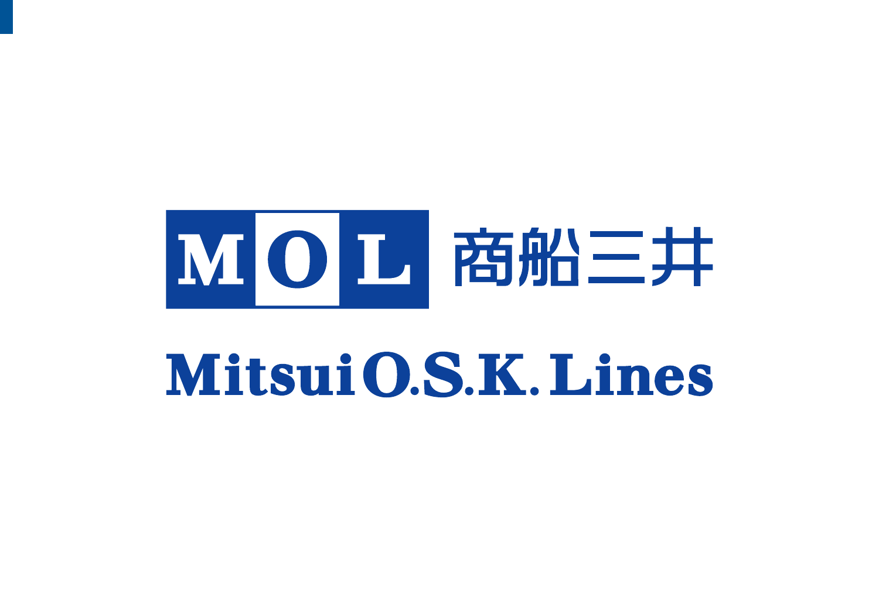MOL 商船三井

Mitsui O.S.K. Lines